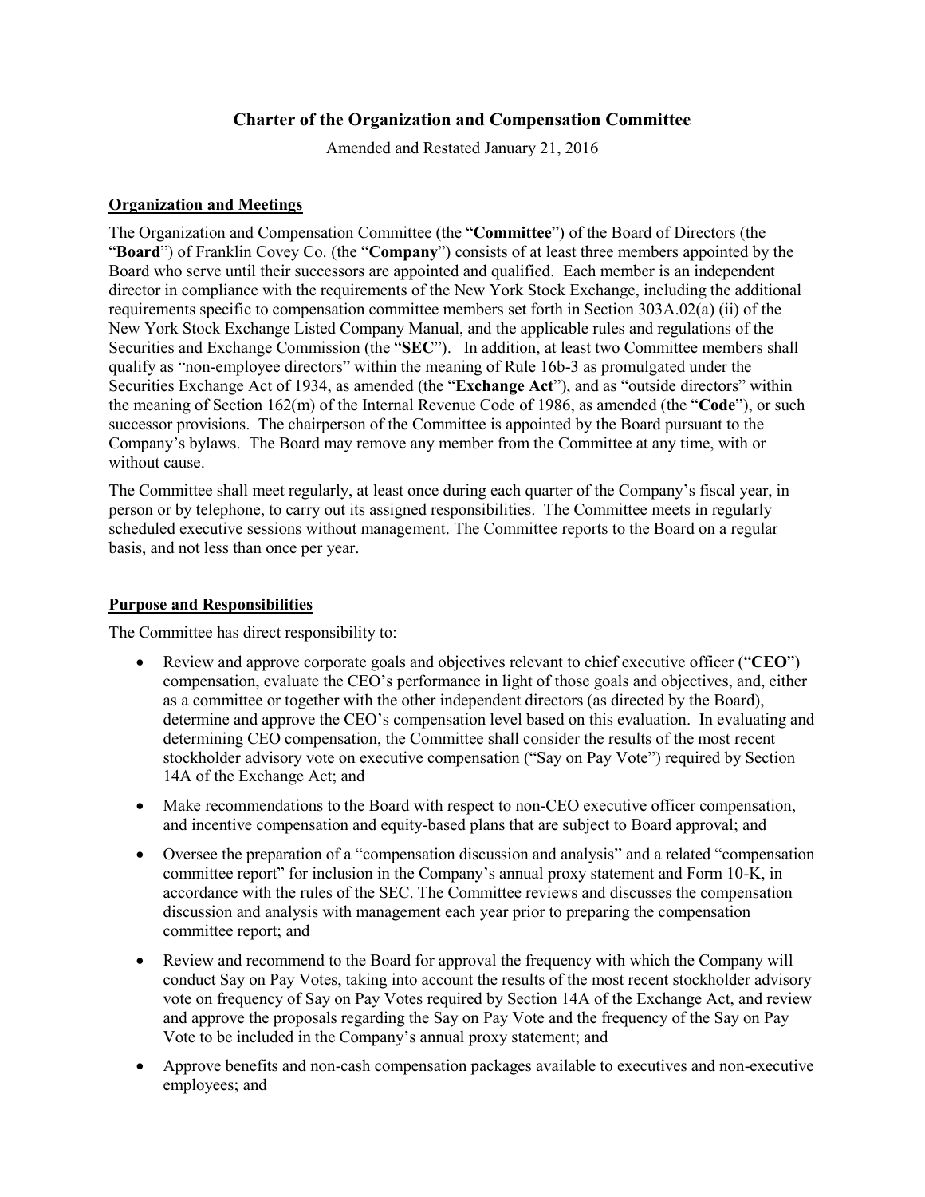# Charter of the Organization and Compensation Committee

Amended and Restated January 21, 2016

## Organization and Meetings

The Organization and Compensation Committee (the "**Committee**") of the Board of Directors (the "**Board**") of Franklin Covey Co. (the "**Company**") consists of at least three members appointed by the Board who serve until their successors are appointed and qualified. Each member is an independent director in compliance with the requirements of the New York Stock Exchange, including the additional requirements specific to compensation committee members set forth in Section 303A.02(a) (ii) of the New York Stock Exchange Listed Company Manual, and the applicable rules and regulations of the Securities and Exchange Commission (the "**SEC**"). In addition, at least two Committee members shall qualify as "non-employee directors" within the meaning of Rule 16b-3 as promulgated under the Securities Exchange Act of 1934, as amended (the "**Exchange Act**"), and as "outside directors" within the meaning of Section 162(m) of the Internal Revenue Code of 1986, as amended (the "**Code**"), or such successor provisions. The chairperson of the Committee is appointed by the Board pursuant to the Company's bylaws. The Board may remove any member from the Committee at any time, with or without cause.

The Committee shall meet regularly, at least once during each quarter of the Company's fiscal year, in person or by telephone, to carry out its assigned responsibilities. The Committee meets in regularly scheduled executive sessions without management. The Committee reports to the Board on a regular basis, and not less than once per year.

## Purpose and Responsibilities

The Committee has direct responsibility to:

- Review and approve corporate goals and objectives relevant to chief executive officer ("**CEO**") compensation, evaluate the CEO's performance in light of those goals and objectives, and, either as a committee or together with the other independent directors (as directed by the Board), determine and approve the CEO's compensation level based on this evaluation. In evaluating and determining CEO compensation, the Committee shall consider the results of the most recent stockholder advisory vote on executive compensation ("Say on Pay Vote") required by Section 14A of the Exchange Act; and
- Make recommendations to the Board with respect to non-CEO executive officer compensation, and incentive compensation and equity-based plans that are subject to Board approval; and
- Oversee the preparation of a "compensation discussion and analysis" and a related "compensation committee report" for inclusion in the Company's annual proxy statement and Form 10-K, in accordance with the rules of the SEC. The Committee reviews and discusses the compensation discussion and analysis with management each year prior to preparing the compensation committee report; and
- Review and recommend to the Board for approval the frequency with which the Company will conduct Say on Pay Votes, taking into account the results of the most recent stockholder advisory vote on frequency of Say on Pay Votes required by Section 14A of the Exchange Act, and review and approve the proposals regarding the Say on Pay Vote and the frequency of the Say on Pay Vote to be included in the Company's annual proxy statement; and
- Approve benefits and non-cash compensation packages available to executives and non-executive employees; and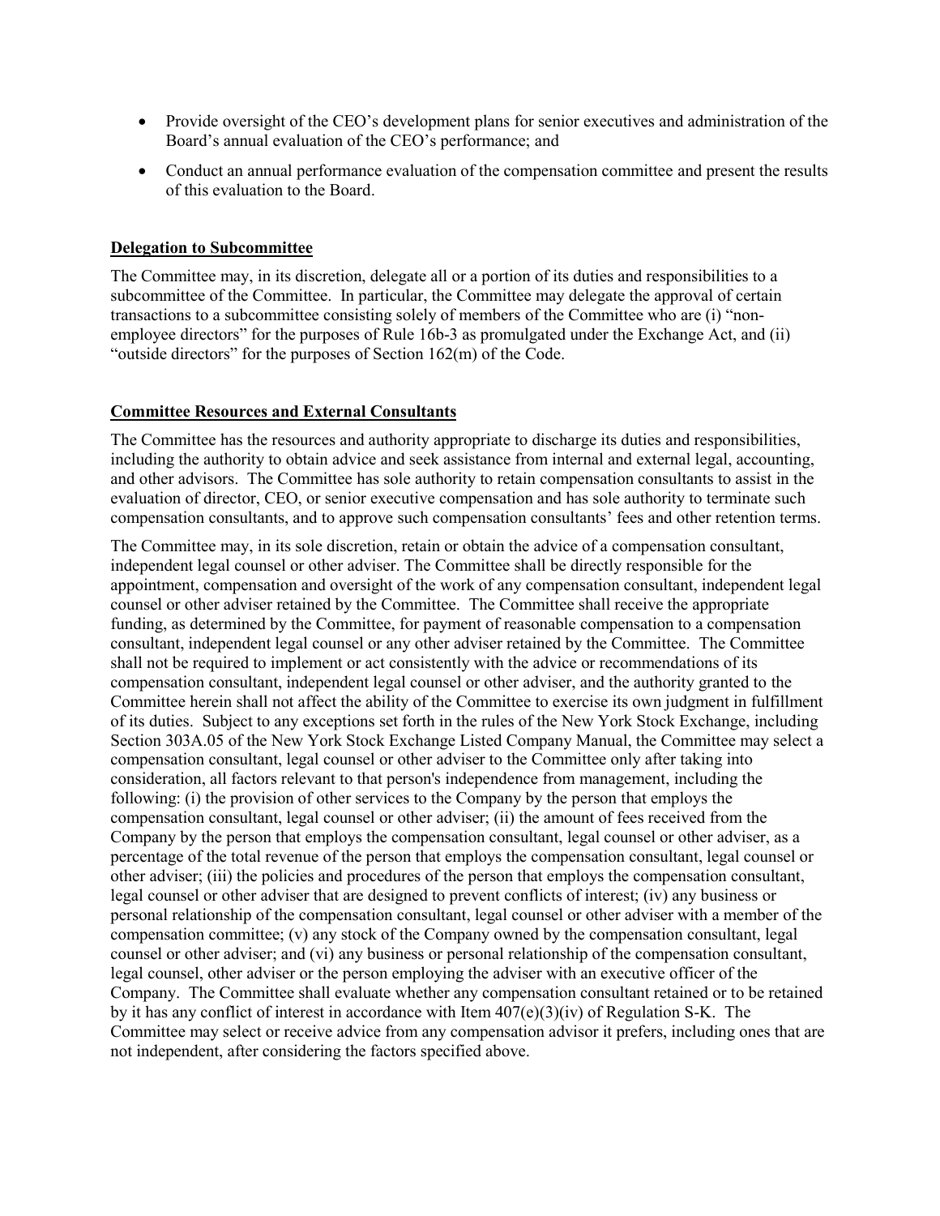- Provide oversight of the CEO's development plans for senior executives and administration of the Board's annual evaluation of the CEO's performance; and
- Conduct an annual performance evaluation of the compensation committee and present the results of this evaluation to the Board.

**Delegation to Subcommittee**

The Committee may, in its discretion, delegate all or a portion of its duties and responsibilities to a subcommittee of the Committee. In particular, the Committee may delegate the approval of certain transactions to a subcommittee consisting solely of members of the Committee who are (i) "non-employee directors" for the purposes of Rule 16b-3 as promulgated under the Exchange Act, and (ii) "outside directors" for the purposes of Section 162(m) of the Code.

**Committee Resources and External Consultants**

The Committee has the resources and authority appropriate to discharge its duties and responsibilities, including the authority to obtain advice and seek assistance from internal and external legal, accounting, and other advisors. The Committee has sole authority to retain compensation consultants to assist in the evaluation of director, CEO, or senior executive compensation and has sole authority to terminate such compensation consultants, and to approve such compensation consultants' fees and other retention terms.

The Committee may, in its sole discretion, retain or obtain the advice of a compensation consultant, independent legal counsel or other adviser. The Committee shall be directly responsible for the appointment, compensation and oversight of the work of any compensation consultant, independent legal counsel or other adviser retained by the Committee. The Committee shall receive the appropriate funding, as determined by the Committee, for payment of reasonable compensation to a compensation consultant, independent legal counsel or any other adviser retained by the Committee. The Committee shall not be required to implement or act consistently with the advice or recommendations of its compensation consultant, independent legal counsel or other adviser, and the authority granted to the Committee herein shall not affect the ability of the Committee to exercise its own judgment in fulfillment of its duties. Subject to any exceptions set forth in the rules of the New York Stock Exchange, including Section 303A.05 of the New York Stock Exchange Listed Company Manual, the Committee may select a compensation consultant, legal counsel or other adviser to the Committee only after taking into consideration, all factors relevant to that person's independence from management, including the following: (i) the provision of other services to the Company by the person that employs the compensation consultant, legal counsel or other adviser; (ii) the amount of fees received from the Company by the person that employs the compensation consultant, legal counsel or other adviser, as a percentage of the total revenue of the person that employs the compensation consultant, legal counsel or other adviser; (iii) the policies and procedures of the person that employs the compensation consultant, legal counsel or other adviser that are designed to prevent conflicts of interest; (iv) any business or personal relationship of the compensation consultant, legal counsel or other adviser with a member of the compensation committee; (v) any stock of the Company owned by the compensation consultant, legal counsel or other adviser; and (vi) any business or personal relationship of the compensation consultant, legal counsel, other adviser or the person employing the adviser with an executive officer of the Company. The Committee shall evaluate whether any compensation consultant retained or to be retained by it has any conflict of interest in accordance with Item 407(e)(3)(iv) of Regulation S-K. The Committee may select or receive advice from any compensation advisor it prefers, including ones that are not independent, after considering the factors specified above.